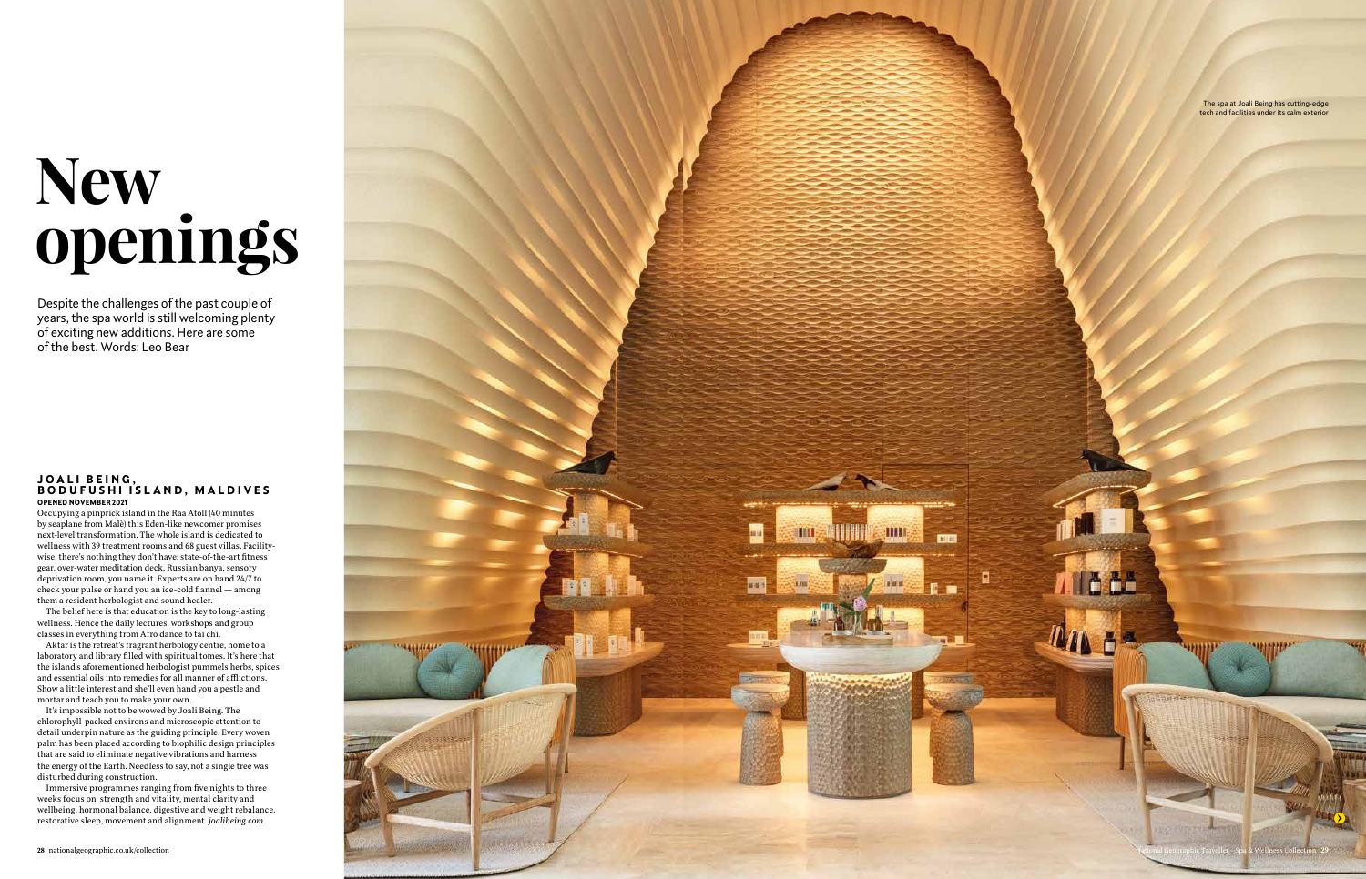# New openings

Despite the challenges of the past couple of years, the spa world is still welcoming plenty of exciting new additions. Here are some of the best. Words: Leo Bear

The spa at Joali Being has cutting-edge tech and facilities under its calm exterior

## JOALI BEING, BODUFUSHI ISLAND, MALDIVES

**OPENED NOVEMBER 2021**

Occupying a pinprick island in the Raa Atoll (40 minutes by seaplane from Malé) this Eden-like newcomer promises next-level transformation. The whole island is dedicated to wellness with 39 treatment rooms and 68 guest villas. Facility-wise, there's nothing they don't have: state-of-the-art fitness gear, over-water meditation deck, Russian banya, sensory deprivation room, you name it. Experts are on hand 24/7 to check your pulse or hand you an ice-cold flannel — among them a resident herbologist and sound healer.

The belief here is that education is the key to long-lasting wellness. Hence the daily lectures, workshops and group classes in everything from Afro dance to tai chi.

Aktar is the retreat's fragrant herbology centre, home to a laboratory and library filled with spiritual tomes. It's here that the island's aforementioned herbologist pummels herbs, spices and essential oils into remedies for all manner of afflictions. Show a little interest and she'll even hand you a pestle and mortar and teach you to make your own.

It's impossible not to be wowed by Joali Being. The chlorophyll-packed environs and microscopic attention to detail underpin nature as the guiding principle. Every woven palm has been placed according to biophilic design principles that are said to eliminate negative vibrations and harness the energy of the Earth. Needless to say, not a single tree was disturbed during construction.

Immersive programmes ranging from five nights to three weeks focus on strength and vitality, mental clarity and wellbeing, hormonal balance, digestive and weight rebalance, restorative sleep, movement and alignment. *joalibeing.com*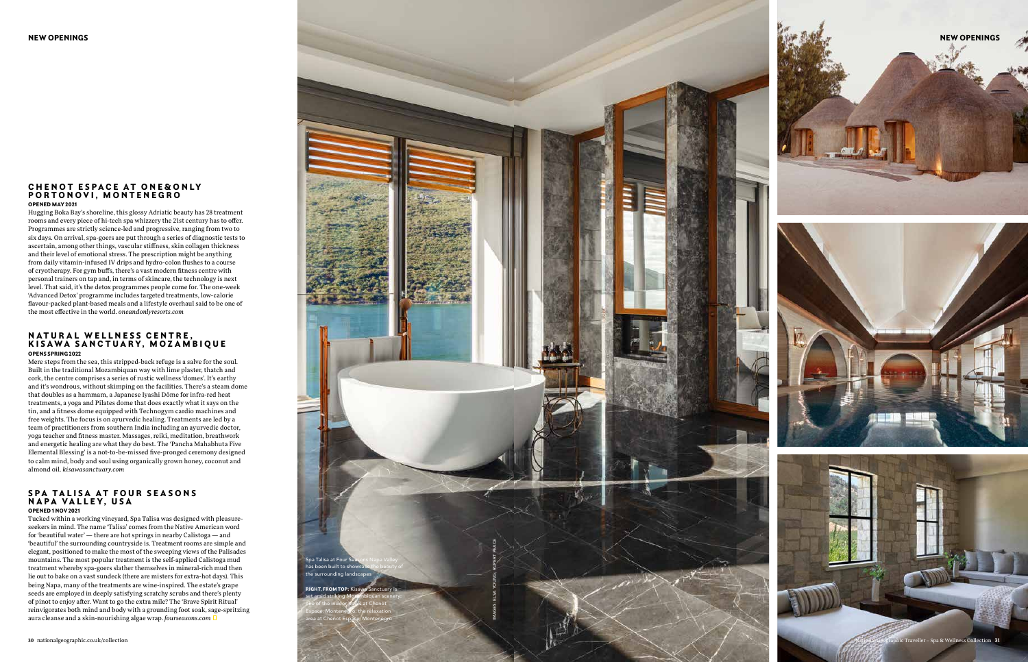## CHENOT ESPACE AT ONE&ONLY PORTONOVI, MONTENEGRO

**OPENED MAY 2021**

Hugging Boka Bay's shoreline, this glossy Adriatic beauty has 28 treatment rooms and every piece of hi-tech spa whizzery the 21st century has to offer. Programmes are strictly science-led and progressive, ranging from two to six days. On arrival, spa-goers are put through a series of diagnostic tests to ascertain, among other things, vascular stiffness, skin collagen thickness and their level of emotional stress. The prescription might be anything from daily vitamin-infused IV drips and hydro-colon flushes to a course of cryotherapy. For gym buffs, there's a vast modern fitness centre with personal trainers on tap and, in terms of skincare, the technology is next level. That said, it's the detox programmes people come for. The one-week 'Advanced Detox' programme includes targeted treatments, low-calorie flavour-packed plant-based meals and a lifestyle overhaul said to be one of the most effective in the world. *oneandonlyresorts.com*

## NATURAL WELLNESS CENTRE, KISAWA SANCTUARY, MOZAMBIQUE

**OPENS SPRING 2022**

Mere steps from the sea, this stripped-back refuge is a salve for the soul. Built in the traditional Mozambiquan way with lime plaster, thatch and cork, the centre comprises a series of rustic wellness 'domes'. It's earthy and it's wondrous, without skimping on the facilities. There's a steam dome that doubles as a hammam, a Japanese Iyashi Dôme for infra-red heat treatments, a yoga and Pilates dome that does exactly what it says on the tin, and a fitness dome equipped with Technogym cardio machines and free weights. The focus is on ayurvedic healing. Treatments are led by a team of practitioners from southern India including an ayurvedic doctor, yoga teacher and fitness master. Massages, reiki, meditation, breathwork and energetic healing are what they do best. The 'Pancha Mahabhuta Five Elemental Blessing' is a not-to-be-missed five-pronged ceremony designed to calm mind, body and soul using organically grown honey, coconut and almond oil. *kisawasanctuary.com*

## SPA TALISA AT FOUR SEASONS NAPA VALLEY, USA

**OPENED 1 NOV 2021**

Tucked within a working vineyard, Spa Talisa was designed with pleasure-seekers in mind. The name 'Talisa' comes from the Native American word for 'beautiful water' — there are hot springs in nearby Calistoga — and 'beautiful' the surrounding countryside is. Treatment rooms are simple and elegant, positioned to make the most of the sweeping views of the Palisades mountains. The most popular treatment is the self-applied Calistoga mud treatment whereby spa-goers slather themselves in mineral-rich mud then lie out to bake on a vast sundeck (there are misters for extra-hot days). This being Napa, many of the treatments are wine-inspired. The estate's grape seeds are employed in deeply satisfying scratchy scrubs and there's plenty of pinot to enjoy after. Want to go the extra mile? The 'Brave Spirit Ritual' reinvigorates both mind and body with a grounding foot soak, sage-spritzing aura cleanse and a skin-nourishing algae wrap. *fourseasons.com*

Spa Talisa at Four Seasons Napa Valley has been built to showcase the beauty of the surrounding landscapes

**RIGHT, FROM TOP:** Kisawa Sanctuary is set amid striking Mozambiquan scenery; one of the indoor pools at Chenot Espace, Montenegro; the relaxation area at Chenot Espace, Montenegro

IMAGES: ELSA YOUNG; RUPERT PEACE